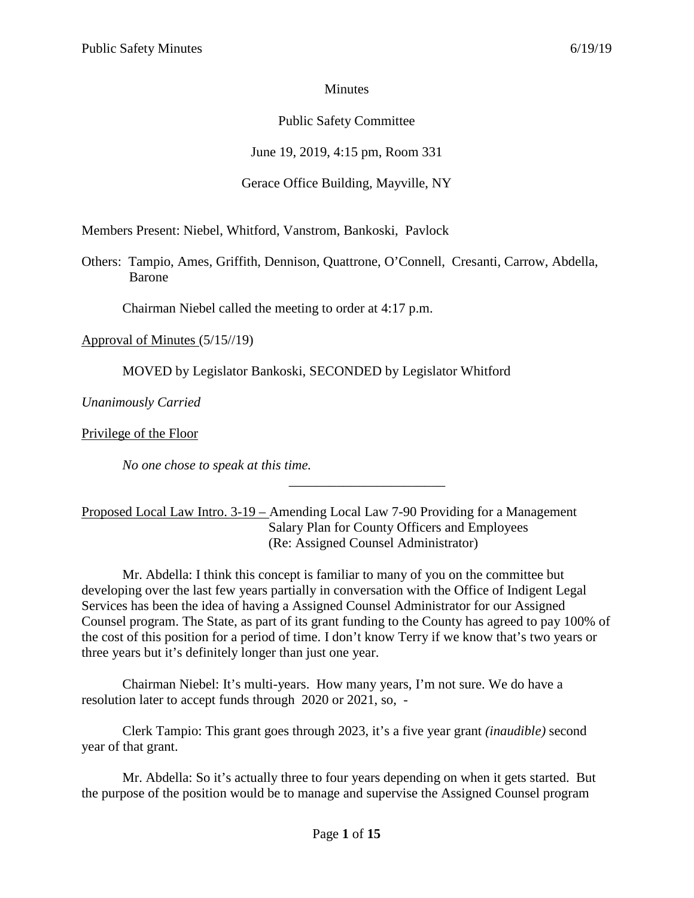Minutes

Public Safety Committee

June 19, 2019, 4:15 pm, Room 331

Gerace Office Building, Mayville, NY

Members Present: Niebel, Whitford, Vanstrom, Bankoski, Pavlock

Others: Tampio, Ames, Griffith, Dennison, Quattrone, O'Connell, Cresanti, Carrow, Abdella, Barone

Chairman Niebel called the meeting to order at 4:17 p.m.

Approval of Minutes (5/15//19)

MOVED by Legislator Bankoski, SECONDED by Legislator Whitford

*Unanimously Carried*

Privilege of the Floor

*No one chose to speak at this time.*

---

Proposed Local Law Intro. 3-19 – Amending Local Law 7-90 Providing for a Management Salary Plan for County Officers and Employees (Re: Assigned Counsel Administrator)

Mr. Abdella: I think this concept is familiar to many of you on the committee but developing over the last few years partially in conversation with the Office of Indigent Legal Services has been the idea of having a Assigned Counsel Administrator for our Assigned Counsel program. The State, as part of its grant funding to the County has agreed to pay 100% of the cost of this position for a period of time. I don't know Terry if we know that's two years or three years but it's definitely longer than just one year.

Chairman Niebel: It's multi-years. How many years, I'm not sure. We do have a resolution later to accept funds through 2020 or 2021, so, -

Clerk Tampio: This grant goes through 2023, it's a five year grant *(inaudible)* second year of that grant.

Mr. Abdella: So it's actually three to four years depending on when it gets started. But the purpose of the position would be to manage and supervise the Assigned Counsel program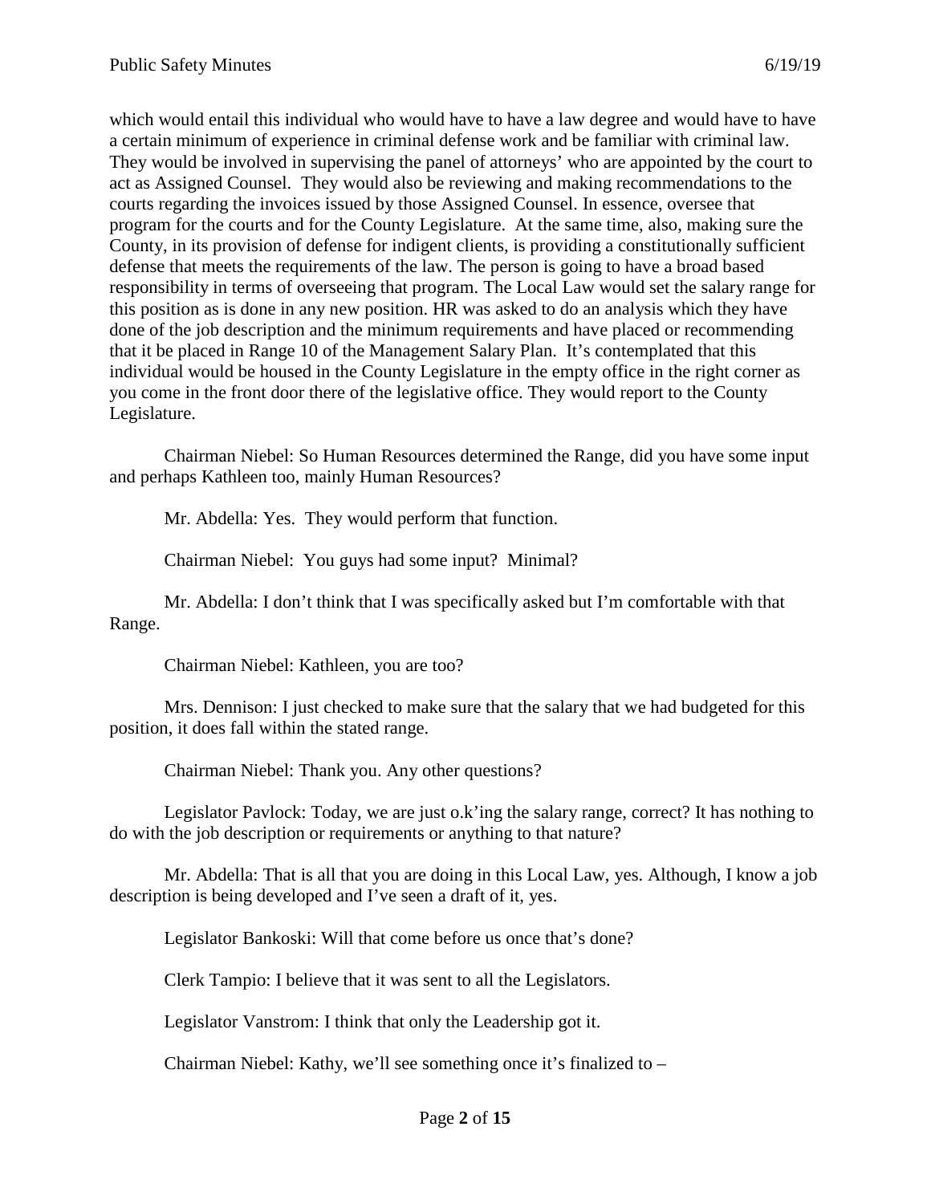which would entail this individual who would have to have a law degree and would have to have a certain minimum of experience in criminal defense work and be familiar with criminal law. They would be involved in supervising the panel of attorneys' who are appointed by the court to act as Assigned Counsel. They would also be reviewing and making recommendations to the courts regarding the invoices issued by those Assigned Counsel. In essence, oversee that program for the courts and for the County Legislature. At the same time, also, making sure the County, in its provision of defense for indigent clients, is providing a constitutionally sufficient defense that meets the requirements of the law. The person is going to have a broad based responsibility in terms of overseeing that program. The Local Law would set the salary range for this position as is done in any new position. HR was asked to do an analysis which they have done of the job description and the minimum requirements and have placed or recommending that it be placed in Range 10 of the Management Salary Plan. It's contemplated that this individual would be housed in the County Legislature in the empty office in the right corner as you come in the front door there of the legislative office. They would report to the County Legislature.

Chairman Niebel: So Human Resources determined the Range, did you have some input and perhaps Kathleen too, mainly Human Resources?

Mr. Abdella: Yes. They would perform that function.

Chairman Niebel: You guys had some input? Minimal?

Mr. Abdella: I don't think that I was specifically asked but I'm comfortable with that Range.

Chairman Niebel: Kathleen, you are too?

Mrs. Dennison: I just checked to make sure that the salary that we had budgeted for this position, it does fall within the stated range.

Chairman Niebel: Thank you. Any other questions?

Legislator Pavlock: Today, we are just o.k'ing the salary range, correct? It has nothing to do with the job description or requirements or anything to that nature?

Mr. Abdella: That is all that you are doing in this Local Law, yes. Although, I know a job description is being developed and I've seen a draft of it, yes.

Legislator Bankoski: Will that come before us once that's done?

Clerk Tampio: I believe that it was sent to all the Legislators.

Legislator Vanstrom: I think that only the Leadership got it.

Chairman Niebel: Kathy, we'll see something once it's finalized to –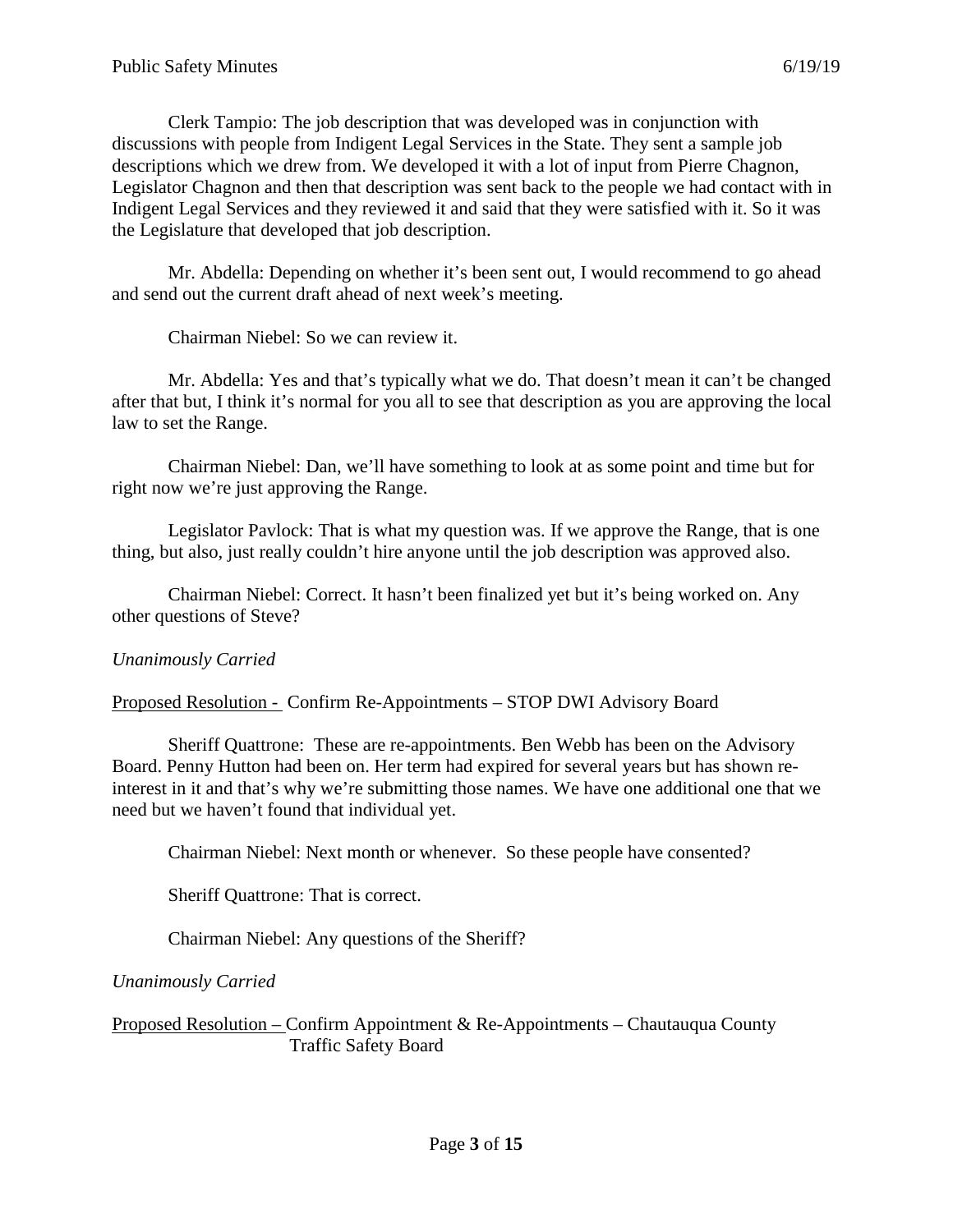Clerk Tampio: The job description that was developed was in conjunction with discussions with people from Indigent Legal Services in the State. They sent a sample job descriptions which we drew from. We developed it with a lot of input from Pierre Chagnon, Legislator Chagnon and then that description was sent back to the people we had contact with in Indigent Legal Services and they reviewed it and said that they were satisfied with it. So it was the Legislature that developed that job description.

Mr. Abdella: Depending on whether it's been sent out, I would recommend to go ahead and send out the current draft ahead of next week's meeting.

Chairman Niebel: So we can review it.

Mr. Abdella: Yes and that's typically what we do. That doesn't mean it can't be changed after that but, I think it's normal for you all to see that description as you are approving the local law to set the Range.

Chairman Niebel: Dan, we'll have something to look at as some point and time but for right now we're just approving the Range.

Legislator Pavlock: That is what my question was. If we approve the Range, that is one thing, but also, just really couldn't hire anyone until the job description was approved also.

Chairman Niebel: Correct. It hasn't been finalized yet but it's being worked on. Any other questions of Steve?

*Unanimously Carried*

<u>Proposed Resolution -</u> Confirm Re-Appointments – STOP DWI Advisory Board

Sheriff Quattrone: These are re-appointments. Ben Webb has been on the Advisory Board. Penny Hutton had been on. Her term had expired for several years but has shown re-interest in it and that's why we're submitting those names. We have one additional one that we need but we haven't found that individual yet.

Chairman Niebel: Next month or whenever. So these people have consented?

Sheriff Quattrone: That is correct.

Chairman Niebel: Any questions of the Sheriff?

*Unanimously Carried*

<u>Proposed Resolution –</u> Confirm Appointment & Re-Appointments – Chautauqua County Traffic Safety Board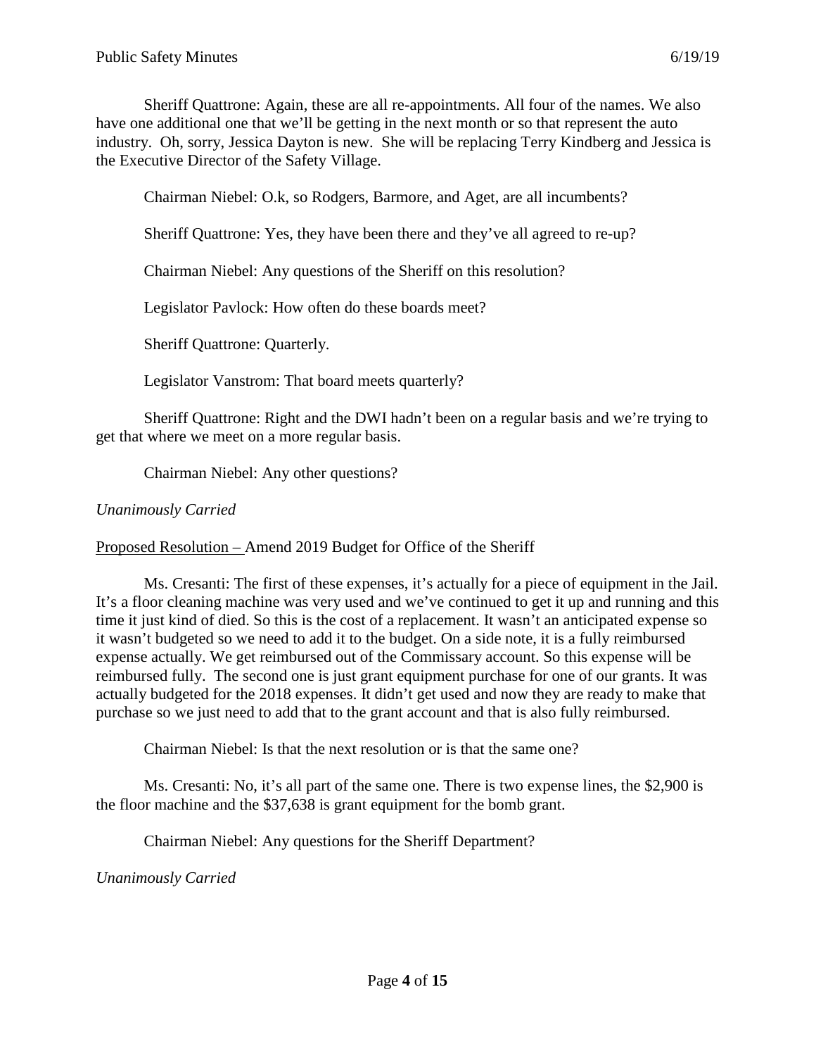Sheriff Quattrone: Again, these are all re-appointments. All four of the names. We also have one additional one that we'll be getting in the next month or so that represent the auto industry. Oh, sorry, Jessica Dayton is new. She will be replacing Terry Kindberg and Jessica is the Executive Director of the Safety Village.

Chairman Niebel: O.k, so Rodgers, Barmore, and Aget, are all incumbents?

Sheriff Quattrone: Yes, they have been there and they've all agreed to re-up?

Chairman Niebel: Any questions of the Sheriff on this resolution?

Legislator Pavlock: How often do these boards meet?

Sheriff Quattrone: Quarterly.

Legislator Vanstrom: That board meets quarterly?

Sheriff Quattrone: Right and the DWI hadn't been on a regular basis and we're trying to get that where we meet on a more regular basis.

Chairman Niebel: Any other questions?

*Unanimously Carried*

Proposed Resolution – Amend 2019 Budget for Office of the Sheriff

Ms. Cresanti: The first of these expenses, it's actually for a piece of equipment in the Jail. It's a floor cleaning machine was very used and we've continued to get it up and running and this time it just kind of died. So this is the cost of a replacement. It wasn't an anticipated expense so it wasn't budgeted so we need to add it to the budget. On a side note, it is a fully reimbursed expense actually. We get reimbursed out of the Commissary account. So this expense will be reimbursed fully. The second one is just grant equipment purchase for one of our grants. It was actually budgeted for the 2018 expenses. It didn't get used and now they are ready to make that purchase so we just need to add that to the grant account and that is also fully reimbursed.

Chairman Niebel: Is that the next resolution or is that the same one?

Ms. Cresanti: No, it's all part of the same one. There is two expense lines, the $2,900 is the floor machine and the $37,638 is grant equipment for the bomb grant.

Chairman Niebel: Any questions for the Sheriff Department?

*Unanimously Carried*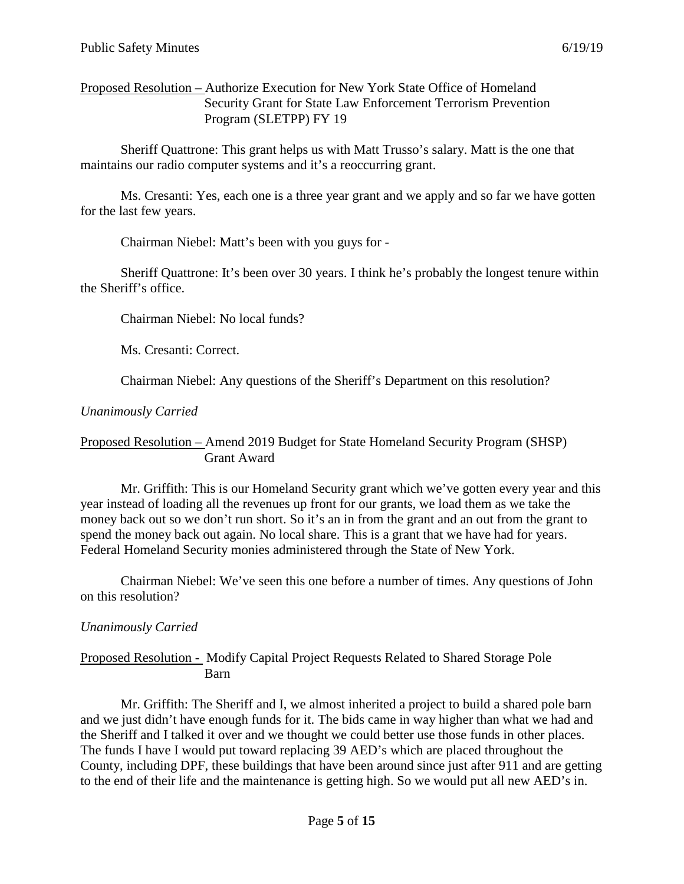Proposed Resolution – Authorize Execution for New York State Office of Homeland Security Grant for State Law Enforcement Terrorism Prevention Program (SLETPP) FY 19

Sheriff Quattrone: This grant helps us with Matt Trusso's salary. Matt is the one that maintains our radio computer systems and it's a reoccurring grant.

Ms. Cresanti: Yes, each one is a three year grant and we apply and so far we have gotten for the last few years.

Chairman Niebel: Matt's been with you guys for -

Sheriff Quattrone: It's been over 30 years. I think he's probably the longest tenure within the Sheriff's office.

Chairman Niebel: No local funds?

Ms. Cresanti: Correct.

Chairman Niebel: Any questions of the Sheriff's Department on this resolution?

*Unanimously Carried*

Proposed Resolution – Amend 2019 Budget for State Homeland Security Program (SHSP) Grant Award

Mr. Griffith: This is our Homeland Security grant which we've gotten every year and this year instead of loading all the revenues up front for our grants, we load them as we take the money back out so we don't run short. So it's an in from the grant and an out from the grant to spend the money back out again. No local share. This is a grant that we have had for years. Federal Homeland Security monies administered through the State of New York.

Chairman Niebel: We've seen this one before a number of times. Any questions of John on this resolution?

*Unanimously Carried*

Proposed Resolution - Modify Capital Project Requests Related to Shared Storage Pole Barn

Mr. Griffith: The Sheriff and I, we almost inherited a project to build a shared pole barn and we just didn't have enough funds for it. The bids came in way higher than what we had and the Sheriff and I talked it over and we thought we could better use those funds in other places. The funds I have I would put toward replacing 39 AED's which are placed throughout the County, including DPF, these buildings that have been around since just after 911 and are getting to the end of their life and the maintenance is getting high. So we would put all new AED's in.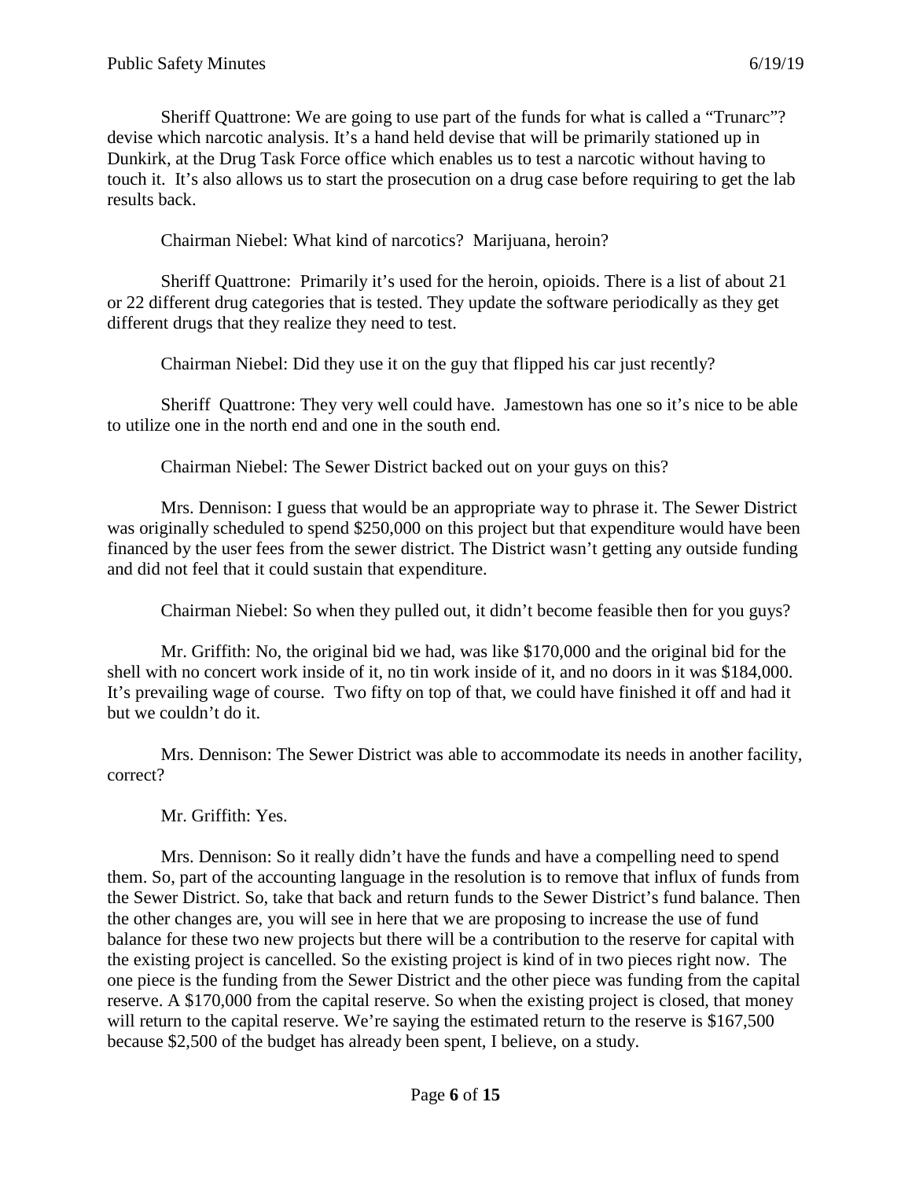Sheriff Quattrone: We are going to use part of the funds for what is called a "Trunarc"? devise which narcotic analysis. It's a hand held devise that will be primarily stationed up in Dunkirk, at the Drug Task Force office which enables us to test a narcotic without having to touch it. It's also allows us to start the prosecution on a drug case before requiring to get the lab results back.

Chairman Niebel: What kind of narcotics? Marijuana, heroin?

Sheriff Quattrone: Primarily it's used for the heroin, opioids. There is a list of about 21 or 22 different drug categories that is tested. They update the software periodically as they get different drugs that they realize they need to test.

Chairman Niebel: Did they use it on the guy that flipped his car just recently?

Sheriff Quattrone: They very well could have. Jamestown has one so it's nice to be able to utilize one in the north end and one in the south end.

Chairman Niebel: The Sewer District backed out on your guys on this?

Mrs. Dennison: I guess that would be an appropriate way to phrase it. The Sewer District was originally scheduled to spend $250,000 on this project but that expenditure would have been financed by the user fees from the sewer district. The District wasn't getting any outside funding and did not feel that it could sustain that expenditure.

Chairman Niebel: So when they pulled out, it didn't become feasible then for you guys?

Mr. Griffith: No, the original bid we had, was like $170,000 and the original bid for the shell with no concert work inside of it, no tin work inside of it, and no doors in it was $184,000. It's prevailing wage of course. Two fifty on top of that, we could have finished it off and had it but we couldn't do it.

Mrs. Dennison: The Sewer District was able to accommodate its needs in another facility, correct?

Mr. Griffith: Yes.

Mrs. Dennison: So it really didn't have the funds and have a compelling need to spend them. So, part of the accounting language in the resolution is to remove that influx of funds from the Sewer District. So, take that back and return funds to the Sewer District's fund balance. Then the other changes are, you will see in here that we are proposing to increase the use of fund balance for these two new projects but there will be a contribution to the reserve for capital with the existing project is cancelled. So the existing project is kind of in two pieces right now. The one piece is the funding from the Sewer District and the other piece was funding from the capital reserve. A $170,000 from the capital reserve. So when the existing project is closed, that money will return to the capital reserve. We're saying the estimated return to the reserve is $167,500 because $2,500 of the budget has already been spent, I believe, on a study.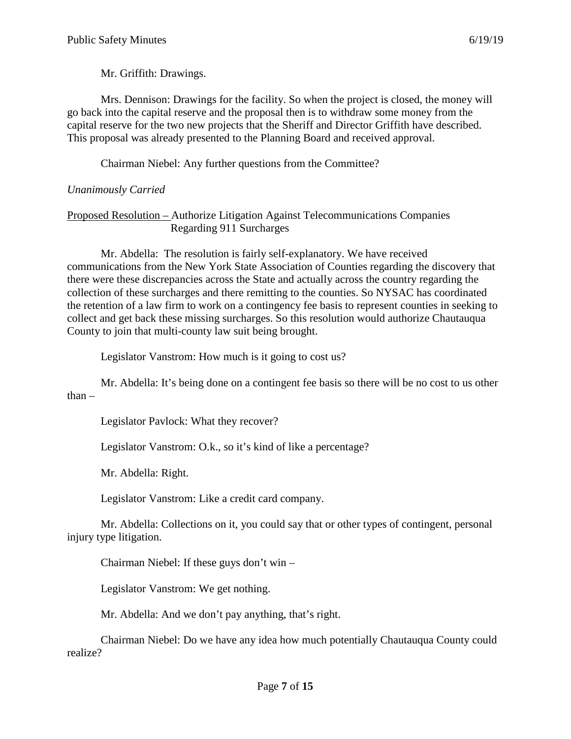Mr. Griffith: Drawings.

Mrs. Dennison: Drawings for the facility. So when the project is closed, the money will go back into the capital reserve and the proposal then is to withdraw some money from the capital reserve for the two new projects that the Sheriff and Director Griffith have described. This proposal was already presented to the Planning Board and received approval.

Chairman Niebel: Any further questions from the Committee?

*Unanimously Carried*

<u>Proposed Resolution –</u> Authorize Litigation Against Telecommunications Companies Regarding 911 Surcharges

Mr. Abdella: The resolution is fairly self-explanatory. We have received communications from the New York State Association of Counties regarding the discovery that there were these discrepancies across the State and actually across the country regarding the collection of these surcharges and there remitting to the counties. So NYSAC has coordinated the retention of a law firm to work on a contingency fee basis to represent counties in seeking to collect and get back these missing surcharges. So this resolution would authorize Chautauqua County to join that multi-county law suit being brought.

Legislator Vanstrom: How much is it going to cost us?

Mr. Abdella: It's being done on a contingent fee basis so there will be no cost to us other than –

Legislator Pavlock: What they recover?

Legislator Vanstrom: O.k., so it's kind of like a percentage?

Mr. Abdella: Right.

Legislator Vanstrom: Like a credit card company.

Mr. Abdella: Collections on it, you could say that or other types of contingent, personal injury type litigation.

Chairman Niebel: If these guys don't win –

Legislator Vanstrom: We get nothing.

Mr. Abdella: And we don't pay anything, that's right.

Chairman Niebel: Do we have any idea how much potentially Chautauqua County could realize?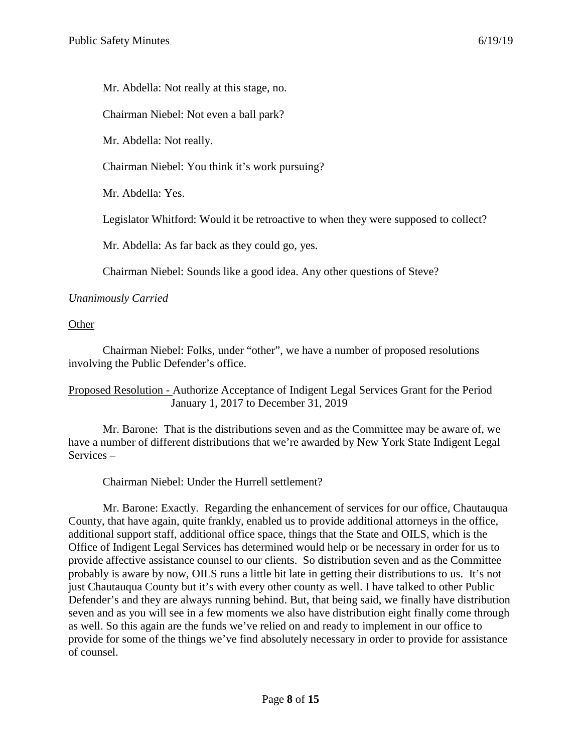Mr. Abdella: Not really at this stage, no.

Chairman Niebel: Not even a ball park?

Mr. Abdella: Not really.

Chairman Niebel: You think it's work pursuing?

Mr. Abdella: Yes.

Legislator Whitford: Would it be retroactive to when they were supposed to collect?

Mr. Abdella: As far back as they could go, yes.

Chairman Niebel: Sounds like a good idea. Any other questions of Steve?

*Unanimously Carried*

<u>Other</u>

Chairman Niebel: Folks, under "other", we have a number of proposed resolutions involving the Public Defender's office.

<u>Proposed Resolution -</u> Authorize Acceptance of Indigent Legal Services Grant for the Period January 1, 2017 to December 31, 2019

Mr. Barone: That is the distributions seven and as the Committee may be aware of, we have a number of different distributions that we're awarded by New York State Indigent Legal Services –

Chairman Niebel: Under the Hurrell settlement?

Mr. Barone: Exactly. Regarding the enhancement of services for our office, Chautauqua County, that have again, quite frankly, enabled us to provide additional attorneys in the office, additional support staff, additional office space, things that the State and OILS, which is the Office of Indigent Legal Services has determined would help or be necessary in order for us to provide affective assistance counsel to our clients. So distribution seven and as the Committee probably is aware by now, OILS runs a little bit late in getting their distributions to us. It's not just Chautauqua County but it's with every other county as well. I have talked to other Public Defender's and they are always running behind. But, that being said, we finally have distribution seven and as you will see in a few moments we also have distribution eight finally come through as well. So this again are the funds we've relied on and ready to implement in our office to provide for some of the things we've find absolutely necessary in order to provide for assistance of counsel.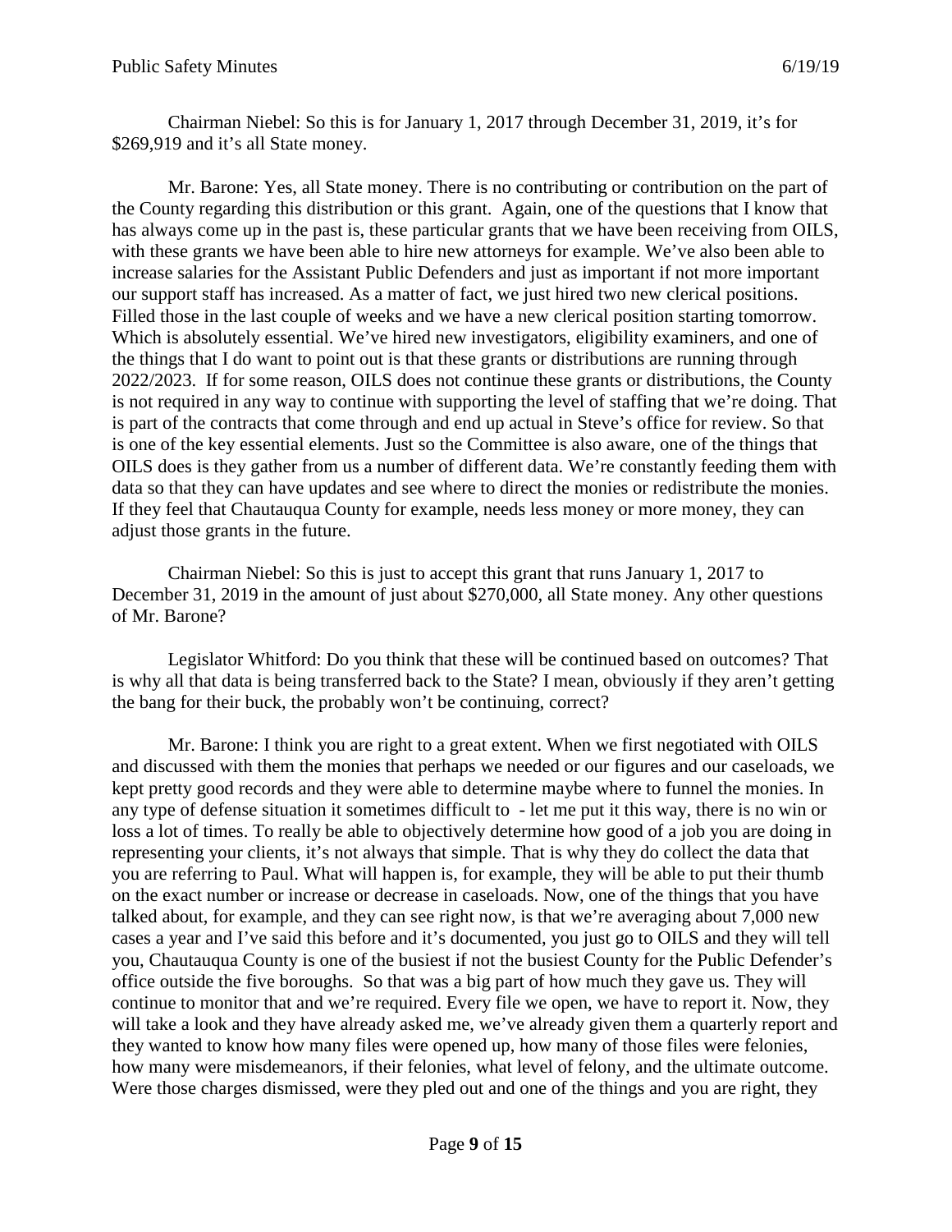Chairman Niebel: So this is for January 1, 2017 through December 31, 2019, it's for $269,919 and it's all State money.

Mr. Barone: Yes, all State money. There is no contributing or contribution on the part of the County regarding this distribution or this grant. Again, one of the questions that I know that has always come up in the past is, these particular grants that we have been receiving from OILS, with these grants we have been able to hire new attorneys for example. We've also been able to increase salaries for the Assistant Public Defenders and just as important if not more important our support staff has increased. As a matter of fact, we just hired two new clerical positions. Filled those in the last couple of weeks and we have a new clerical position starting tomorrow. Which is absolutely essential. We've hired new investigators, eligibility examiners, and one of the things that I do want to point out is that these grants or distributions are running through 2022/2023. If for some reason, OILS does not continue these grants or distributions, the County is not required in any way to continue with supporting the level of staffing that we're doing. That is part of the contracts that come through and end up actual in Steve's office for review. So that is one of the key essential elements. Just so the Committee is also aware, one of the things that OILS does is they gather from us a number of different data. We're constantly feeding them with data so that they can have updates and see where to direct the monies or redistribute the monies. If they feel that Chautauqua County for example, needs less money or more money, they can adjust those grants in the future.

Chairman Niebel: So this is just to accept this grant that runs January 1, 2017 to December 31, 2019 in the amount of just about $270,000, all State money. Any other questions of Mr. Barone?

Legislator Whitford: Do you think that these will be continued based on outcomes? That is why all that data is being transferred back to the State? I mean, obviously if they aren't getting the bang for their buck, the probably won't be continuing, correct?

Mr. Barone: I think you are right to a great extent. When we first negotiated with OILS and discussed with them the monies that perhaps we needed or our figures and our caseloads, we kept pretty good records and they were able to determine maybe where to funnel the monies. In any type of defense situation it sometimes difficult to - let me put it this way, there is no win or loss a lot of times. To really be able to objectively determine how good of a job you are doing in representing your clients, it's not always that simple. That is why they do collect the data that you are referring to Paul. What will happen is, for example, they will be able to put their thumb on the exact number or increase or decrease in caseloads. Now, one of the things that you have talked about, for example, and they can see right now, is that we're averaging about 7,000 new cases a year and I've said this before and it's documented, you just go to OILS and they will tell you, Chautauqua County is one of the busiest if not the busiest County for the Public Defender's office outside the five boroughs. So that was a big part of how much they gave us. They will continue to monitor that and we're required. Every file we open, we have to report it. Now, they will take a look and they have already asked me, we've already given them a quarterly report and they wanted to know how many files were opened up, how many of those files were felonies, how many were misdemeanors, if their felonies, what level of felony, and the ultimate outcome. Were those charges dismissed, were they pled out and one of the things and you are right, they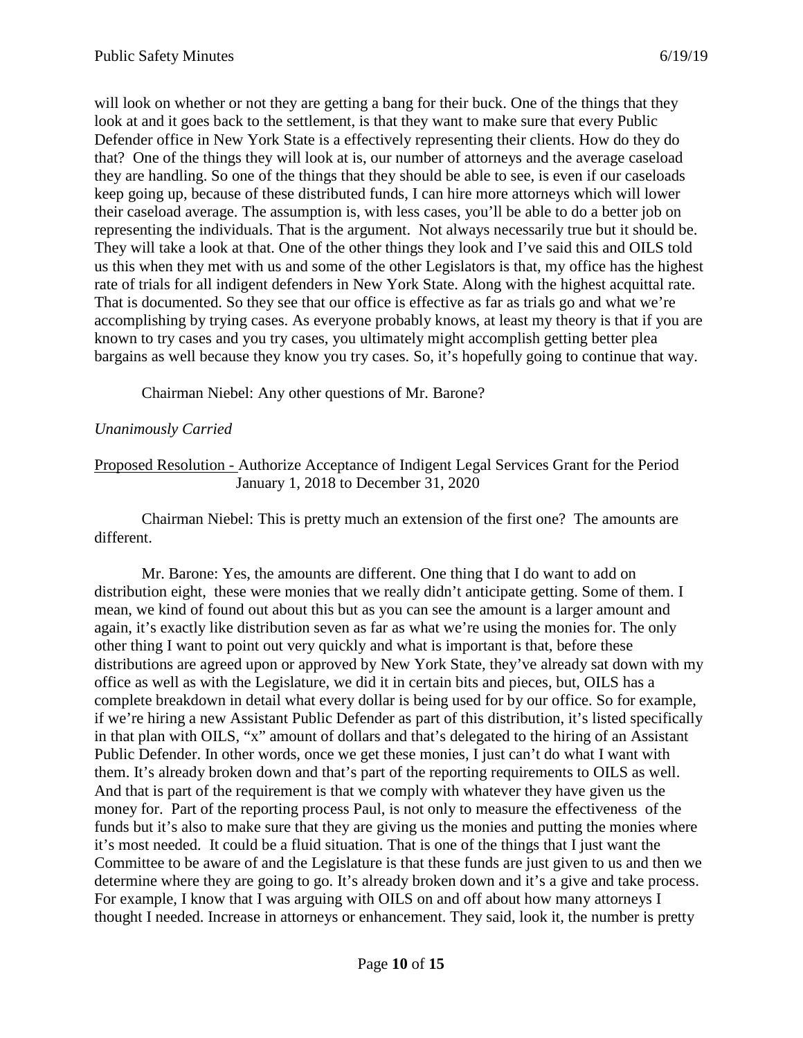will look on whether or not they are getting a bang for their buck. One of the things that they look at and it goes back to the settlement, is that they want to make sure that every Public Defender office in New York State is a effectively representing their clients. How do they do that? One of the things they will look at is, our number of attorneys and the average caseload they are handling. So one of the things that they should be able to see, is even if our caseloads keep going up, because of these distributed funds, I can hire more attorneys which will lower their caseload average. The assumption is, with less cases, you'll be able to do a better job on representing the individuals. That is the argument. Not always necessarily true but it should be. They will take a look at that. One of the other things they look and I've said this and OILS told us this when they met with us and some of the other Legislators is that, my office has the highest rate of trials for all indigent defenders in New York State. Along with the highest acquittal rate. That is documented. So they see that our office is effective as far as trials go and what we're accomplishing by trying cases. As everyone probably knows, at least my theory is that if you are known to try cases and you try cases, you ultimately might accomplish getting better plea bargains as well because they know you try cases. So, it's hopefully going to continue that way.

Chairman Niebel: Any other questions of Mr. Barone?

*Unanimously Carried*

<u>Proposed Resolution -</u> Authorize Acceptance of Indigent Legal Services Grant for the Period January 1, 2018 to December 31, 2020

Chairman Niebel: This is pretty much an extension of the first one? The amounts are different.

Mr. Barone: Yes, the amounts are different. One thing that I do want to add on distribution eight, these were monies that we really didn't anticipate getting. Some of them. I mean, we kind of found out about this but as you can see the amount is a larger amount and again, it's exactly like distribution seven as far as what we're using the monies for. The only other thing I want to point out very quickly and what is important is that, before these distributions are agreed upon or approved by New York State, they've already sat down with my office as well as with the Legislature, we did it in certain bits and pieces, but, OILS has a complete breakdown in detail what every dollar is being used for by our office. So for example, if we're hiring a new Assistant Public Defender as part of this distribution, it's listed specifically in that plan with OILS, "x" amount of dollars and that's delegated to the hiring of an Assistant Public Defender. In other words, once we get these monies, I just can't do what I want with them. It's already broken down and that's part of the reporting requirements to OILS as well. And that is part of the requirement is that we comply with whatever they have given us the money for. Part of the reporting process Paul, is not only to measure the effectiveness of the funds but it's also to make sure that they are giving us the monies and putting the monies where it's most needed. It could be a fluid situation. That is one of the things that I just want the Committee to be aware of and the Legislature is that these funds are just given to us and then we determine where they are going to go. It's already broken down and it's a give and take process. For example, I know that I was arguing with OILS on and off about how many attorneys I thought I needed. Increase in attorneys or enhancement. They said, look it, the number is pretty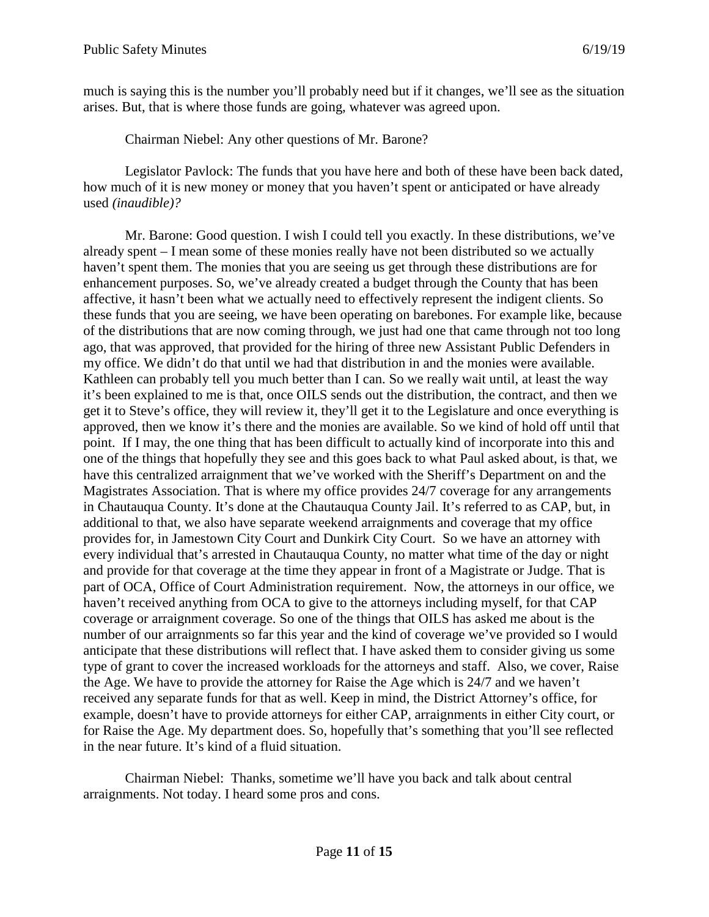much is saying this is the number you'll probably need but if it changes, we'll see as the situation arises. But, that is where those funds are going, whatever was agreed upon.

Chairman Niebel: Any other questions of Mr. Barone?

Legislator Pavlock: The funds that you have here and both of these have been back dated, how much of it is new money or money that you haven't spent or anticipated or have already used *(inaudible)?*

Mr. Barone: Good question. I wish I could tell you exactly. In these distributions, we've already spent – I mean some of these monies really have not been distributed so we actually haven't spent them. The monies that you are seeing us get through these distributions are for enhancement purposes. So, we've already created a budget through the County that has been affective, it hasn't been what we actually need to effectively represent the indigent clients. So these funds that you are seeing, we have been operating on barebones. For example like, because of the distributions that are now coming through, we just had one that came through not too long ago, that was approved, that provided for the hiring of three new Assistant Public Defenders in my office. We didn't do that until we had that distribution in and the monies were available. Kathleen can probably tell you much better than I can. So we really wait until, at least the way it's been explained to me is that, once OILS sends out the distribution, the contract, and then we get it to Steve's office, they will review it, they'll get it to the Legislature and once everything is approved, then we know it's there and the monies are available. So we kind of hold off until that point. If I may, the one thing that has been difficult to actually kind of incorporate into this and one of the things that hopefully they see and this goes back to what Paul asked about, is that, we have this centralized arraignment that we've worked with the Sheriff's Department on and the Magistrates Association. That is where my office provides 24/7 coverage for any arrangements in Chautauqua County. It's done at the Chautauqua County Jail. It's referred to as CAP, but, in additional to that, we also have separate weekend arraignments and coverage that my office provides for, in Jamestown City Court and Dunkirk City Court. So we have an attorney with every individual that's arrested in Chautauqua County, no matter what time of the day or night and provide for that coverage at the time they appear in front of a Magistrate or Judge. That is part of OCA, Office of Court Administration requirement. Now, the attorneys in our office, we haven't received anything from OCA to give to the attorneys including myself, for that CAP coverage or arraignment coverage. So one of the things that OILS has asked me about is the number of our arraignments so far this year and the kind of coverage we've provided so I would anticipate that these distributions will reflect that. I have asked them to consider giving us some type of grant to cover the increased workloads for the attorneys and staff. Also, we cover, Raise the Age. We have to provide the attorney for Raise the Age which is 24/7 and we haven't received any separate funds for that as well. Keep in mind, the District Attorney's office, for example, doesn't have to provide attorneys for either CAP, arraignments in either City court, or for Raise the Age. My department does. So, hopefully that's something that you'll see reflected in the near future. It's kind of a fluid situation.

Chairman Niebel: Thanks, sometime we'll have you back and talk about central arraignments. Not today. I heard some pros and cons.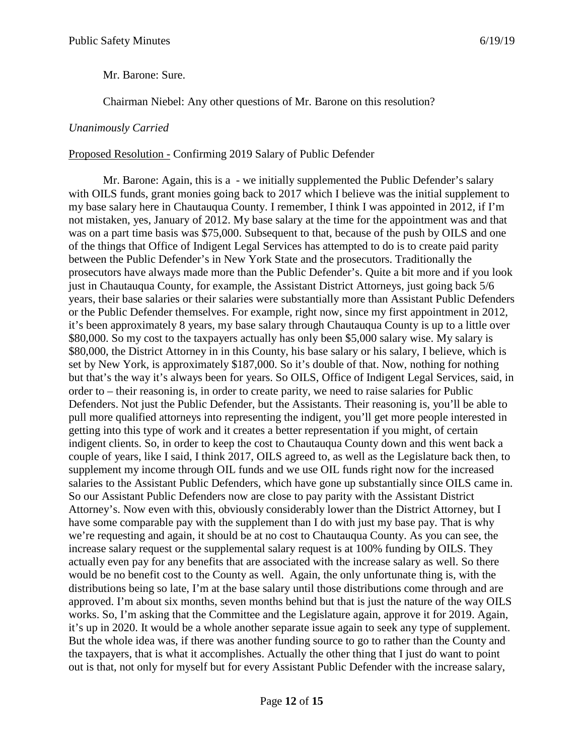Mr. Barone: Sure.

Chairman Niebel: Any other questions of Mr. Barone on this resolution?

*Unanimously Carried*

<u>Proposed Resolution -</u> Confirming 2019 Salary of Public Defender

Mr. Barone: Again, this is a - we initially supplemented the Public Defender's salary with OILS funds, grant monies going back to 2017 which I believe was the initial supplement to my base salary here in Chautauqua County. I remember, I think I was appointed in 2012, if I'm not mistaken, yes, January of 2012. My base salary at the time for the appointment was and that was on a part time basis was $75,000. Subsequent to that, because of the push by OILS and one of the things that Office of Indigent Legal Services has attempted to do is to create paid parity between the Public Defender's in New York State and the prosecutors. Traditionally the prosecutors have always made more than the Public Defender's. Quite a bit more and if you look just in Chautauqua County, for example, the Assistant District Attorneys, just going back 5/6 years, their base salaries or their salaries were substantially more than Assistant Public Defenders or the Public Defender themselves. For example, right now, since my first appointment in 2012, it's been approximately 8 years, my base salary through Chautauqua County is up to a little over $80,000. So my cost to the taxpayers actually has only been $5,000 salary wise. My salary is $80,000, the District Attorney in in this County, his base salary or his salary, I believe, which is set by New York, is approximately $187,000. So it's double of that. Now, nothing for nothing but that's the way it's always been for years. So OILS, Office of Indigent Legal Services, said, in order to – their reasoning is, in order to create parity, we need to raise salaries for Public Defenders. Not just the Public Defender, but the Assistants. Their reasoning is, you'll be able to pull more qualified attorneys into representing the indigent, you'll get more people interested in getting into this type of work and it creates a better representation if you might, of certain indigent clients. So, in order to keep the cost to Chautauqua County down and this went back a couple of years, like I said, I think 2017, OILS agreed to, as well as the Legislature back then, to supplement my income through OIL funds and we use OIL funds right now for the increased salaries to the Assistant Public Defenders, which have gone up substantially since OILS came in. So our Assistant Public Defenders now are close to pay parity with the Assistant District Attorney's. Now even with this, obviously considerably lower than the District Attorney, but I have some comparable pay with the supplement than I do with just my base pay. That is why we're requesting and again, it should be at no cost to Chautauqua County. As you can see, the increase salary request or the supplemental salary request is at 100% funding by OILS. They actually even pay for any benefits that are associated with the increase salary as well. So there would be no benefit cost to the County as well. Again, the only unfortunate thing is, with the distributions being so late, I'm at the base salary until those distributions come through and are approved. I'm about six months, seven months behind but that is just the nature of the way OILS works. So, I'm asking that the Committee and the Legislature again, approve it for 2019. Again, it's up in 2020. It would be a whole another separate issue again to seek any type of supplement. But the whole idea was, if there was another funding source to go to rather than the County and the taxpayers, that is what it accomplishes. Actually the other thing that I just do want to point out is that, not only for myself but for every Assistant Public Defender with the increase salary,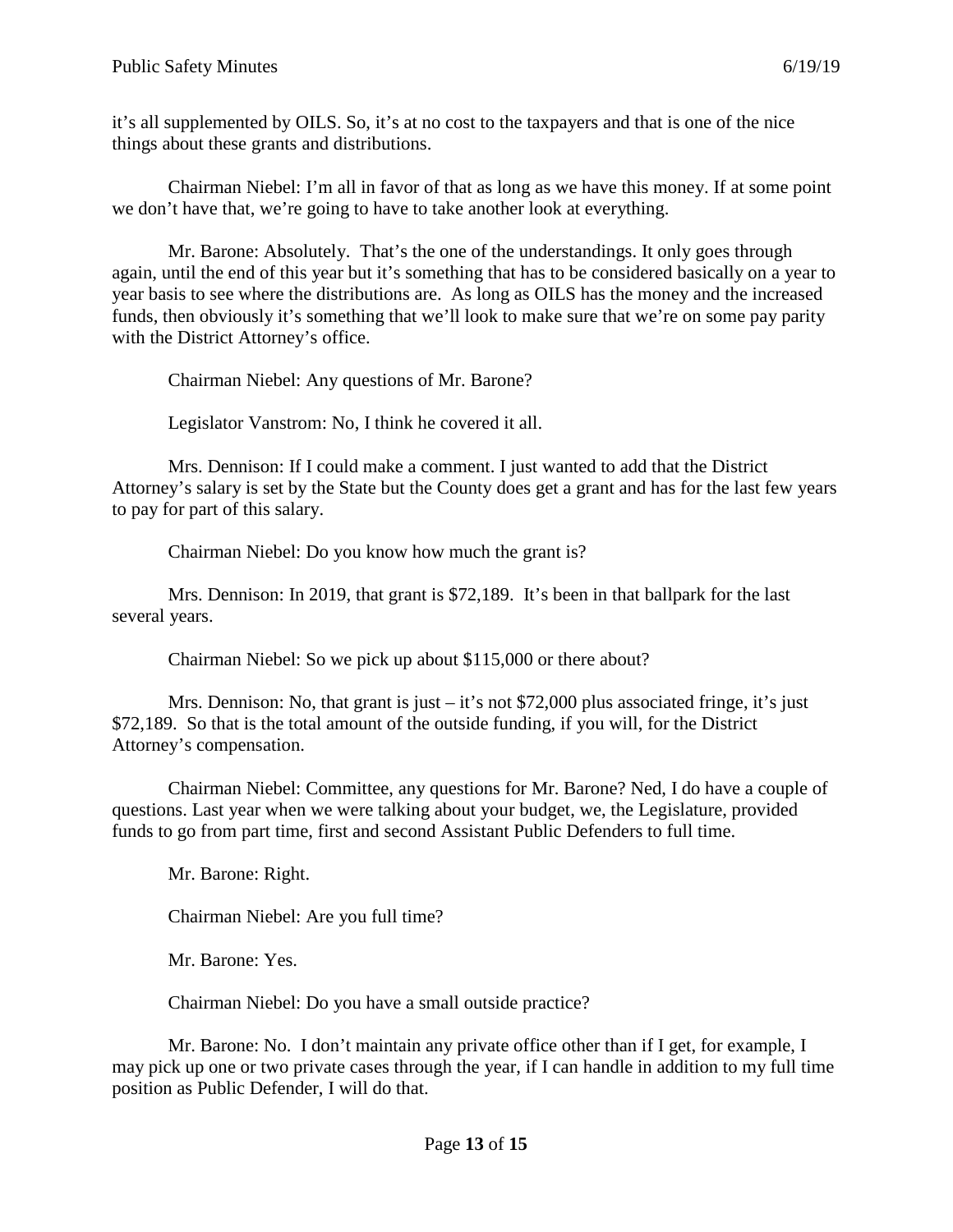it's all supplemented by OILS. So, it's at no cost to the taxpayers and that is one of the nice things about these grants and distributions.

Chairman Niebel: I'm all in favor of that as long as we have this money. If at some point we don't have that, we're going to have to take another look at everything.

Mr. Barone: Absolutely. That's the one of the understandings. It only goes through again, until the end of this year but it's something that has to be considered basically on a year to year basis to see where the distributions are. As long as OILS has the money and the increased funds, then obviously it's something that we'll look to make sure that we're on some pay parity with the District Attorney's office.

Chairman Niebel: Any questions of Mr. Barone?

Legislator Vanstrom: No, I think he covered it all.

Mrs. Dennison: If I could make a comment. I just wanted to add that the District Attorney's salary is set by the State but the County does get a grant and has for the last few years to pay for part of this salary.

Chairman Niebel: Do you know how much the grant is?

Mrs. Dennison: In 2019, that grant is $72,189. It's been in that ballpark for the last several years.

Chairman Niebel: So we pick up about $115,000 or there about?

Mrs. Dennison: No, that grant is just – it's not $72,000 plus associated fringe, it's just $72,189. So that is the total amount of the outside funding, if you will, for the District Attorney's compensation.

Chairman Niebel: Committee, any questions for Mr. Barone? Ned, I do have a couple of questions. Last year when we were talking about your budget, we, the Legislature, provided funds to go from part time, first and second Assistant Public Defenders to full time.

Mr. Barone: Right.

Chairman Niebel: Are you full time?

Mr. Barone: Yes.

Chairman Niebel: Do you have a small outside practice?

Mr. Barone: No. I don't maintain any private office other than if I get, for example, I may pick up one or two private cases through the year, if I can handle in addition to my full time position as Public Defender, I will do that.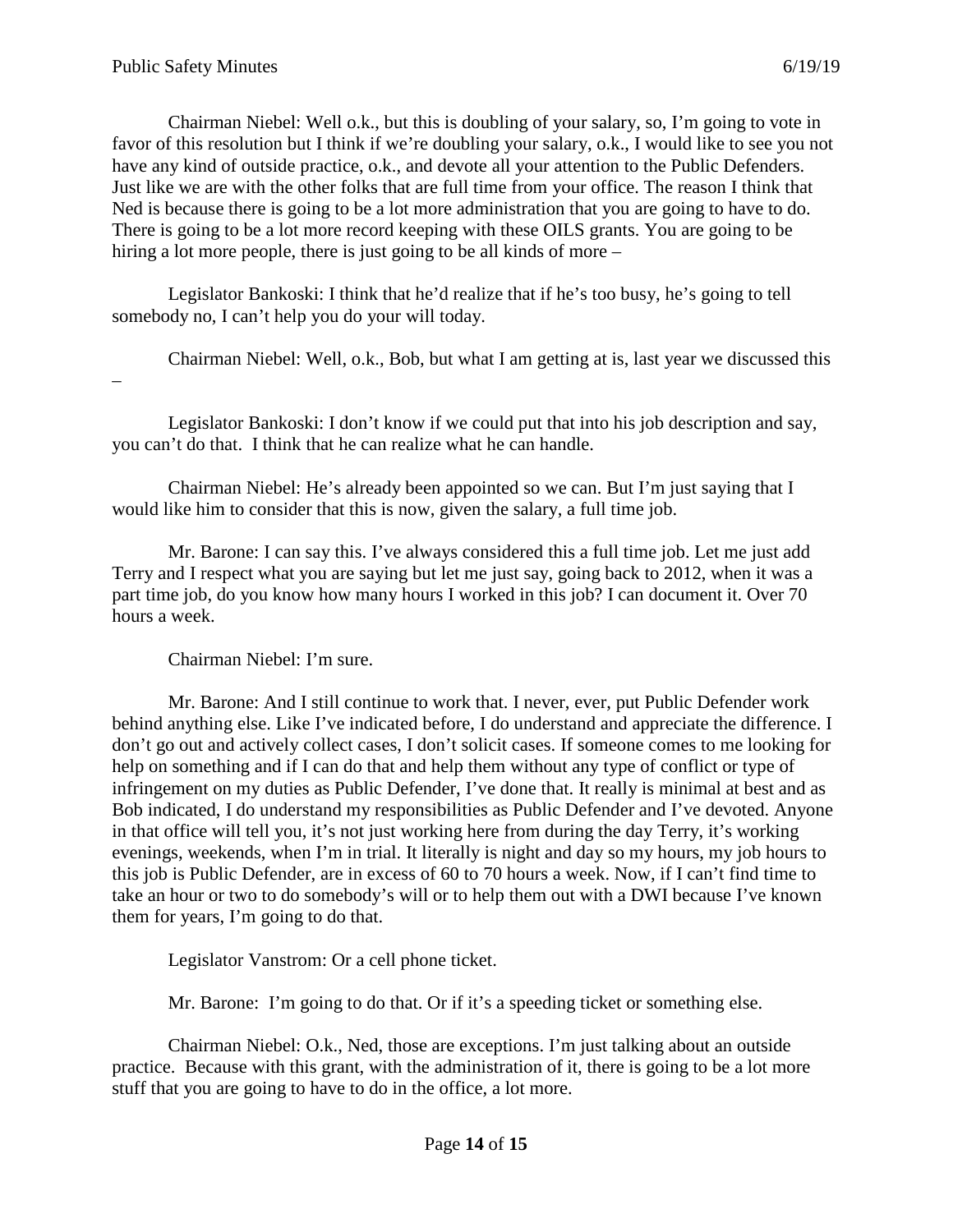Chairman Niebel: Well o.k., but this is doubling of your salary, so, I'm going to vote in favor of this resolution but I think if we're doubling your salary, o.k., I would like to see you not have any kind of outside practice, o.k., and devote all your attention to the Public Defenders. Just like we are with the other folks that are full time from your office. The reason I think that Ned is because there is going to be a lot more administration that you are going to have to do. There is going to be a lot more record keeping with these OILS grants. You are going to be hiring a lot more people, there is just going to be all kinds of more –

Legislator Bankoski: I think that he'd realize that if he's too busy, he's going to tell somebody no, I can't help you do your will today.

Chairman Niebel: Well, o.k., Bob, but what I am getting at is, last year we discussed this –

Legislator Bankoski: I don't know if we could put that into his job description and say, you can't do that. I think that he can realize what he can handle.

Chairman Niebel: He's already been appointed so we can. But I'm just saying that I would like him to consider that this is now, given the salary, a full time job.

Mr. Barone: I can say this. I've always considered this a full time job. Let me just add Terry and I respect what you are saying but let me just say, going back to 2012, when it was a part time job, do you know how many hours I worked in this job? I can document it. Over 70 hours a week.

Chairman Niebel: I'm sure.

Mr. Barone: And I still continue to work that. I never, ever, put Public Defender work behind anything else. Like I've indicated before, I do understand and appreciate the difference. I don't go out and actively collect cases, I don't solicit cases. If someone comes to me looking for help on something and if I can do that and help them without any type of conflict or type of infringement on my duties as Public Defender, I've done that. It really is minimal at best and as Bob indicated, I do understand my responsibilities as Public Defender and I've devoted. Anyone in that office will tell you, it's not just working here from during the day Terry, it's working evenings, weekends, when I'm in trial. It literally is night and day so my hours, my job hours to this job is Public Defender, are in excess of 60 to 70 hours a week. Now, if I can't find time to take an hour or two to do somebody's will or to help them out with a DWI because I've known them for years, I'm going to do that.

Legislator Vanstrom: Or a cell phone ticket.

Mr. Barone: I'm going to do that. Or if it's a speeding ticket or something else.

Chairman Niebel: O.k., Ned, those are exceptions. I'm just talking about an outside practice. Because with this grant, with the administration of it, there is going to be a lot more stuff that you are going to have to do in the office, a lot more.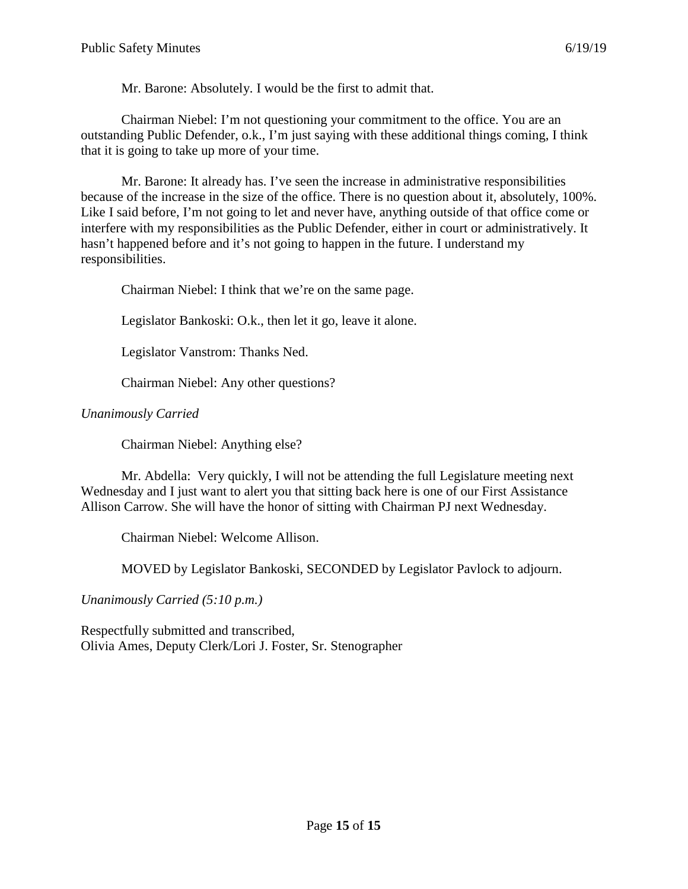Mr. Barone: Absolutely. I would be the first to admit that.

Chairman Niebel: I'm not questioning your commitment to the office. You are an outstanding Public Defender, o.k., I'm just saying with these additional things coming, I think that it is going to take up more of your time.

Mr. Barone: It already has. I've seen the increase in administrative responsibilities because of the increase in the size of the office. There is no question about it, absolutely, 100%. Like I said before, I'm not going to let and never have, anything outside of that office come or interfere with my responsibilities as the Public Defender, either in court or administratively. It hasn't happened before and it's not going to happen in the future. I understand my responsibilities.

Chairman Niebel: I think that we're on the same page.

Legislator Bankoski: O.k., then let it go, leave it alone.

Legislator Vanstrom: Thanks Ned.

Chairman Niebel: Any other questions?

*Unanimously Carried*

Chairman Niebel: Anything else?

Mr. Abdella: Very quickly, I will not be attending the full Legislature meeting next Wednesday and I just want to alert you that sitting back here is one of our First Assistance Allison Carrow. She will have the honor of sitting with Chairman PJ next Wednesday.

Chairman Niebel: Welcome Allison.

MOVED by Legislator Bankoski, SECONDED by Legislator Pavlock to adjourn.

*Unanimously Carried (5:10 p.m.)*

Respectfully submitted and transcribed,
Olivia Ames, Deputy Clerk/Lori J. Foster, Sr. Stenographer